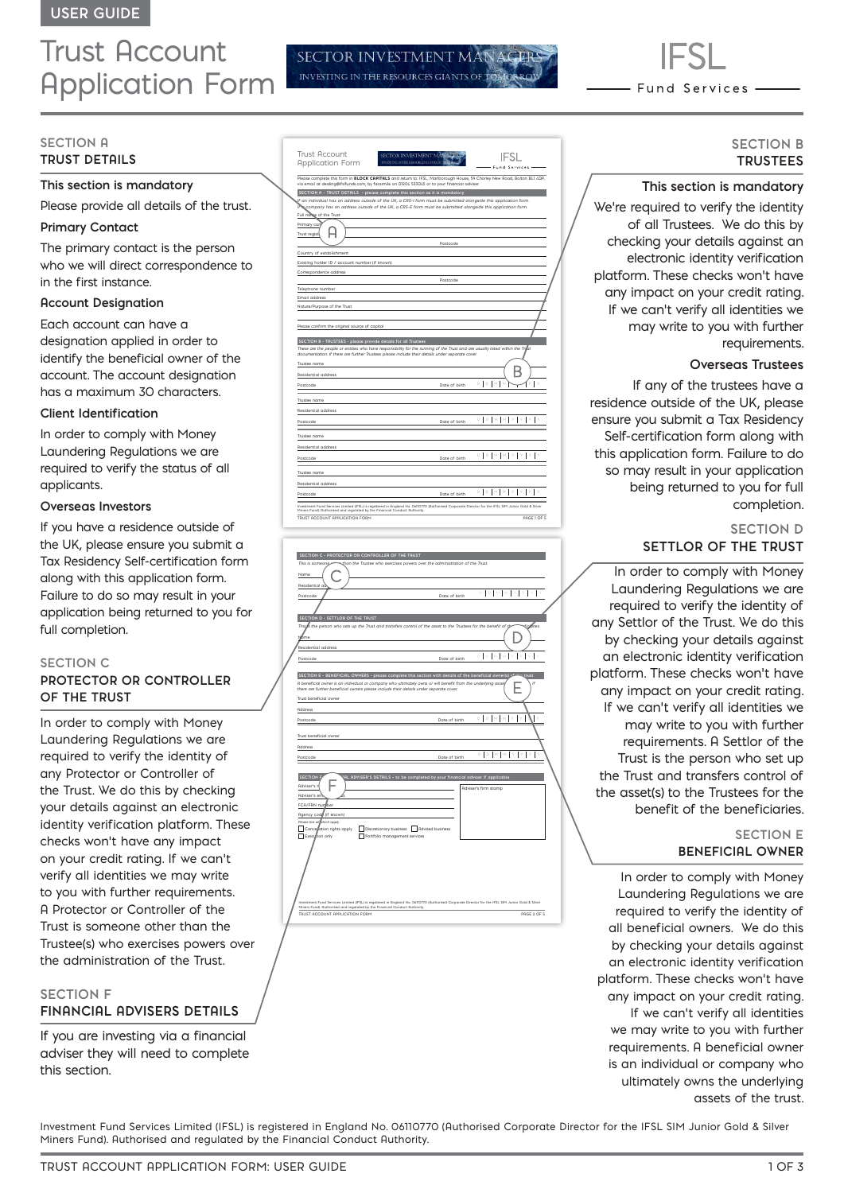USER GUIDE

# Trust Account Application Form

SECTOR INVESTMENT MANAGERS — INVESTING IN THE RESOURCES GIANTS OF TOMORROW

IFSL Fund Services

## SECTION A
### TRUST DETAILS

**This section is mandatory**

Please provide all details of the trust.

**Primary Contact**

The primary contact is the person who we will direct correspondence to in the first instance.

**Account Designation**

Each account can have a designation applied in order to identify the beneficial owner of the account. The account designation has a maximum 30 characters.

**Client Identification**

In order to comply with Money Laundering Regulations we are required to verify the status of all applicants.

**Overseas Investors**

If you have a residence outside of the UK, please ensure you submit a Tax Residency Self-certification form along with this application form. Failure to do so may result in your application being returned to you for full completion.

## SECTION C
### PROTECTOR OR CONTROLLER OF THE TRUST

In order to comply with Money Laundering Regulations we are required to verify the identity of any Protector or Controller of the Trust. We do this by checking your details against an electronic identity verification platform. These checks won't have any impact on your credit rating. If we can't verify all identities we may write to you with further requirements. A Protector or Controller of the Trust is someone other than the Trustee(s) who exercises powers over the administration of the Trust.

## SECTION F
### FINANCIAL ADVISERS DETAILS

If you are investing via a financial adviser they will need to complete this section.

## SECTION B
### TRUSTEES

**This section is mandatory**

We're required to verify the identity of all Trustees. We do this by checking your details against an electronic identity verification platform. These checks won't have any impact on your credit rating. If we can't verify all identities we may write to you with further requirements.

**Overseas Trustees**

If any of the trustees have a residence outside of the UK, please ensure you submit a Tax Residency Self-certification form along with this application form. Failure to do so may result in your application being returned to you for full completion.

## SECTION D
### SETTLOR OF THE TRUST

In order to comply with Money Laundering Regulations we are required to verify the identity of any Settlor of the Trust. We do this by checking your details against an electronic identity verification platform. These checks won't have any impact on your credit rating. If we can't verify all identities we may write to you with further requirements. A Settlor of the Trust is the person who set up the Trust and transfers control of the asset(s) to the Trustees for the benefit of the beneficiaries.

## SECTION E
### BENEFICIAL OWNER

In order to comply with Money Laundering Regulations we are required to verify the identity of all beneficial owners. We do this by checking your details against an electronic identity verification platform. These checks won't have any impact on your credit rating. If we can't verify all identities we may write to you with further requirements. A beneficial owner is an individual or company who ultimately owns the underlying assets of the trust.

Investment Fund Services Limited (IFSL) is registered in England No. 06110770 (Authorised Corporate Director for the IFSL SIM Junior Gold & Silver Miners Fund). Authorised and regulated by the Financial Conduct Authority.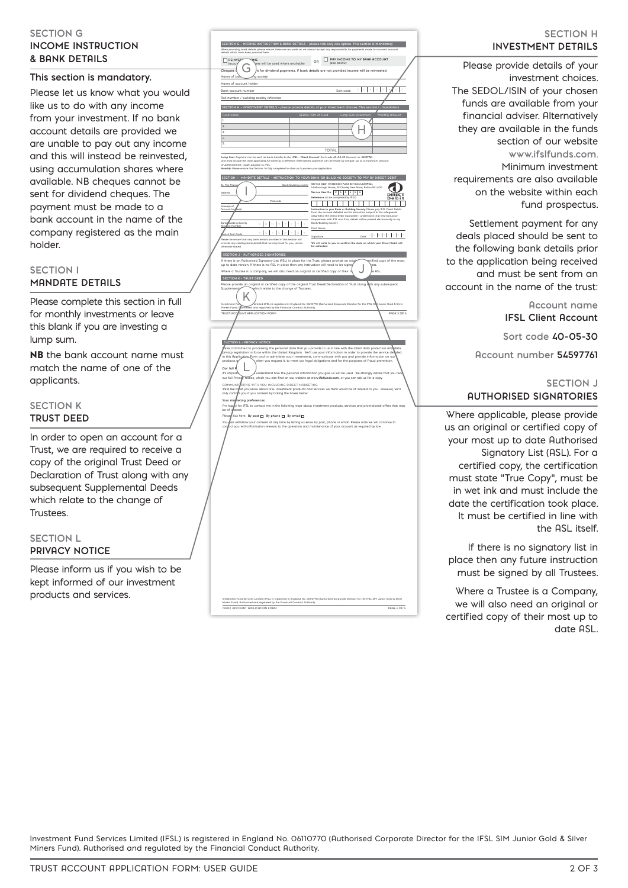## SECTION G
## INCOME INSTRUCTION & BANK DETAILS

**This section is mandatory.**

Please let us know what you would like us to do with any income from your investment. If no bank account details are provided we are unable to pay out any income and this will instead be reinvested, using accumulation shares where available. NB cheques cannot be sent for dividend cheques. The payment must be made to a bank account in the name of the company registered as the main holder.

## SECTION I
## MANDATE DETAILS

Please complete this section in full for monthly investments or leave this blank if you are investing a lump sum.

**NB** the bank account name must match the name of one of the applicants.

## SECTION K
## TRUST DEED

In order to open an account for a Trust, we are required to receive a copy of the original Trust Deed or Declaration of Trust along with any subsequent Supplemental Deeds which relate to the change of Trustees.

## SECTION L
## PRIVACY NOTICE

Please inform us if you wish to be kept informed of our investment products and services.

## SECTION H
## INVESTMENT DETAILS

Please provide details of your investment choices. The SEDOL/ISIN of your chosen funds are available from your financial adviser. Alternatively they are available in the funds section of our website www.ifslfunds.com. Minimum investment requirements are also available on the website within each fund prospectus.

Settlement payment for any deals placed should be sent to the following bank details prior to the application being received and must be sent from an account in the name of the trust:

Account name **IFSL Client Account**

Sort code **40-05-30**

Account number **54597761**

## SECTION J
## AUTHORISED SIGNATORIES

Where applicable, please provide us an original or certified copy of your most up to date Authorised Signatory List (ASL). For a certified copy, the certification must state "True Copy", must be in wet ink and must include the date the certification took place. It must be certified in line with the ASL itself.

If there is no signatory list in place then any future instruction must be signed by all Trustees.

Where a Trustee is a Company, we will also need an original or certified copy of their most up to date ASL.

Investment Fund Services Limited (IFSL) is registered in England No. 06110770 (Authorised Corporate Director for the IFSL SIM Junior Gold & Silver Miners Fund). Authorised and regulated by the Financial Conduct Authority.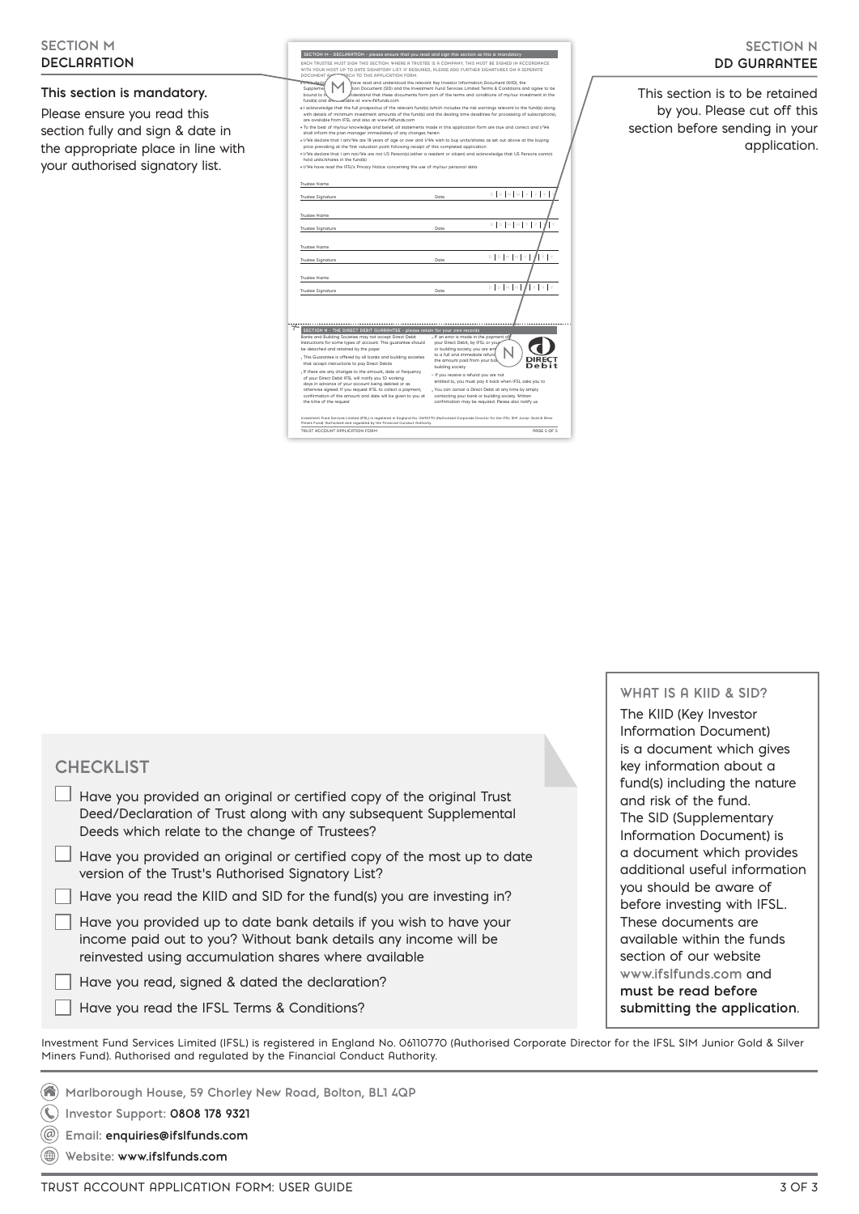## SECTION M DECLARATION

**This section is mandatory.**

Please ensure you read this section fully and sign & date in the appropriate place in line with your authorised signatory list.

## SECTION N DD GUARANTEE

This section is to be retained by you. Please cut off this section before sending in your application.

## CHECKLIST

- ☐ Have you provided an original or certified copy of the original Trust Deed/Declaration of Trust along with any subsequent Supplemental Deeds which relate to the change of Trustees?
- ☐ Have you provided an original or certified copy of the most up to date version of the Trust's Authorised Signatory List?
- ☐ Have you read the KIID and SID for the fund(s) you are investing in?
- ☐ Have you provided up to date bank details if you wish to have your income paid out to you? Without bank details any income will be reinvested using accumulation shares where available
- ☐ Have you read, signed & dated the declaration?
- ☐ Have you read the IFSL Terms & Conditions?

### WHAT IS A KIID & SID?

The KIID (Key Investor Information Document) is a document which gives key information about a fund(s) including the nature and risk of the fund.

The SID (Supplementary Information Document) is a document which provides additional useful information you should be aware of before investing with IFSL.

These documents are available within the funds section of our website www.ifslfunds.com and **must be read before submitting the application**.

Investment Fund Services Limited (IFSL) is registered in England No. 06110770 (Authorised Corporate Director for the IFSL SIM Junior Gold & Silver Miners Fund). Authorised and regulated by the Financial Conduct Authority.

Marlborough House, 59 Chorley New Road, Bolton, BL1 4QP

Investor Support: **0808 178 9321**

Email: **enquiries@ifslfunds.com**

Website: **www.ifslfunds.com**